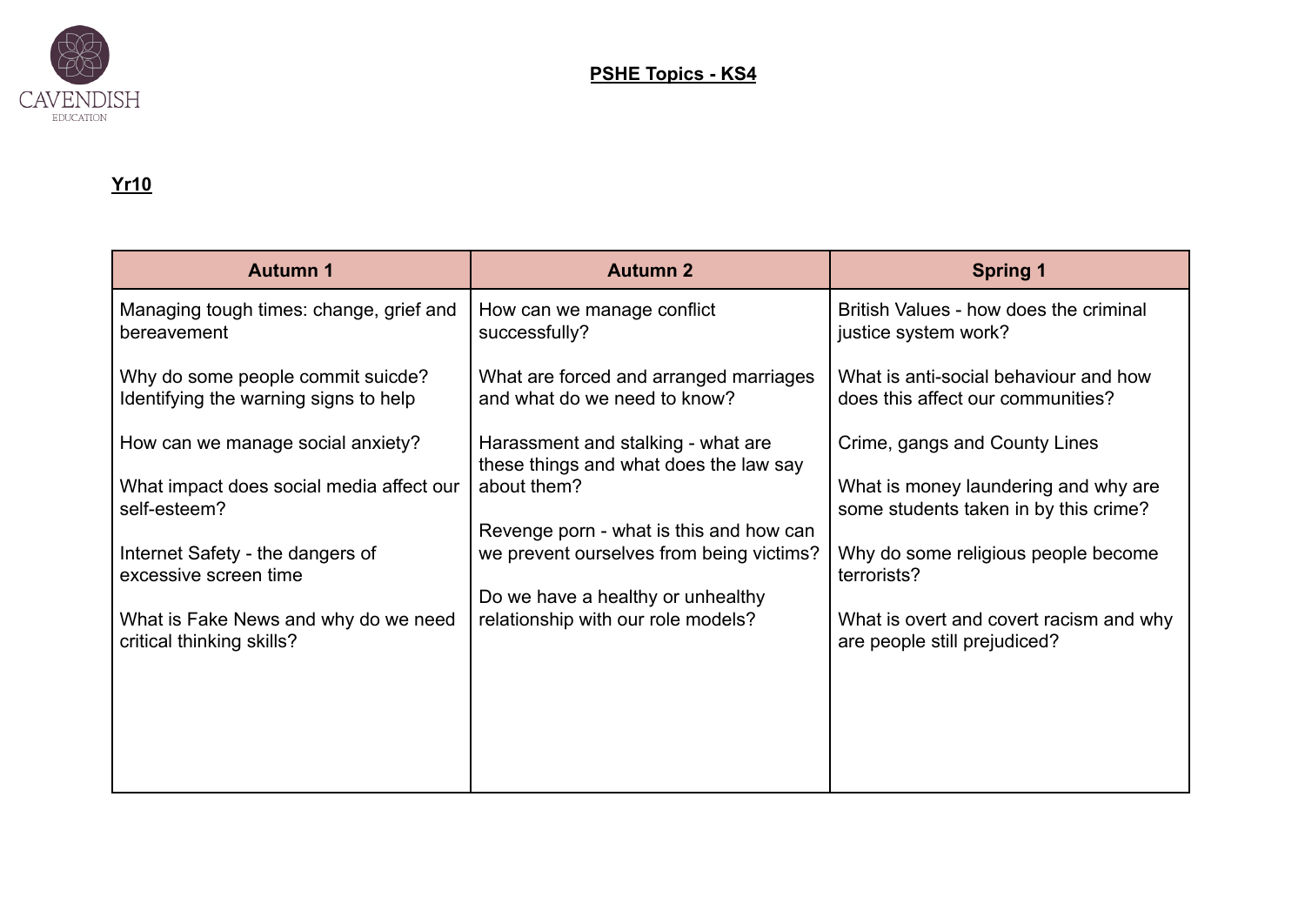# PSHE Topics - KS4

## Yr10

| Autumn 1 | Autumn 2 | Spring 1 |
|---|---|---|
| Managing tough times: change, grief and bereavement<br><br>Why do some people commit suicde? Identifying the warning signs to help<br><br>How can we manage social anxiety?<br><br>What impact does social media affect our self-esteem?<br><br>Internet Safety - the dangers of excessive screen time<br><br>What is Fake News and why do we need critical thinking skills? | How can we manage conflict successfully?<br><br>What are forced and arranged marriages and what do we need to know?<br><br>Harassment and stalking - what are these things and what does the law say about them?<br><br>Revenge porn - what is this and how can we prevent ourselves from being victims?<br><br>Do we have a healthy or unhealthy relationship with our role models? | British Values - how does the criminal justice system work?<br><br>What is anti-social behaviour and how does this affect our communities?<br><br>Crime, gangs and County Lines<br><br>What is money laundering and why are some students taken in by this crime?<br><br>Why do some religious people become terrorists?<br><br>What is overt and covert racism and why are people still prejudiced? |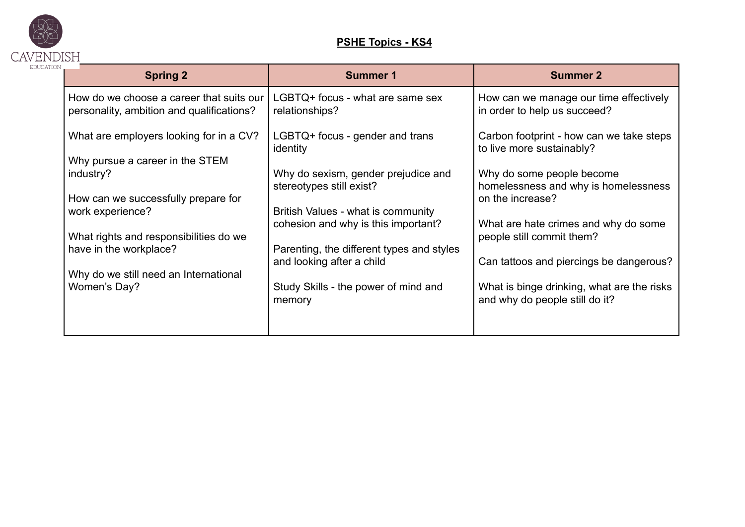## PSHE Topics - KS4

| Spring 2 | Summer 1 | Summer 2 |
| --- | --- | --- |
| How do we choose a career that suits our personality, ambition and qualifications?<br><br>What are employers looking for in a CV?<br><br>Why pursue a career in the STEM industry?<br><br>How can we successfully prepare for work experience?<br><br>What rights and responsibilities do we have in the workplace?<br><br>Why do we still need an International Women's Day? | LGBTQ+ focus - what are same sex relationships?<br><br>LGBTQ+ focus - gender and trans identity<br><br>Why do sexism, gender prejudice and stereotypes still exist?<br><br>British Values - what is community cohesion and why is this important?<br><br>Parenting, the different types and styles and looking after a child<br><br>Study Skills - the power of mind and memory | How can we manage our time effectively in order to help us succeed?<br><br>Carbon footprint - how can we take steps to live more sustainably?<br><br>Why do some people become homelessness and why is homelessness on the increase?<br><br>What are hate crimes and why do some people still commit them?<br><br>Can tattoos and piercings be dangerous?<br><br>What is binge drinking, what are the risks and why do people still do it? |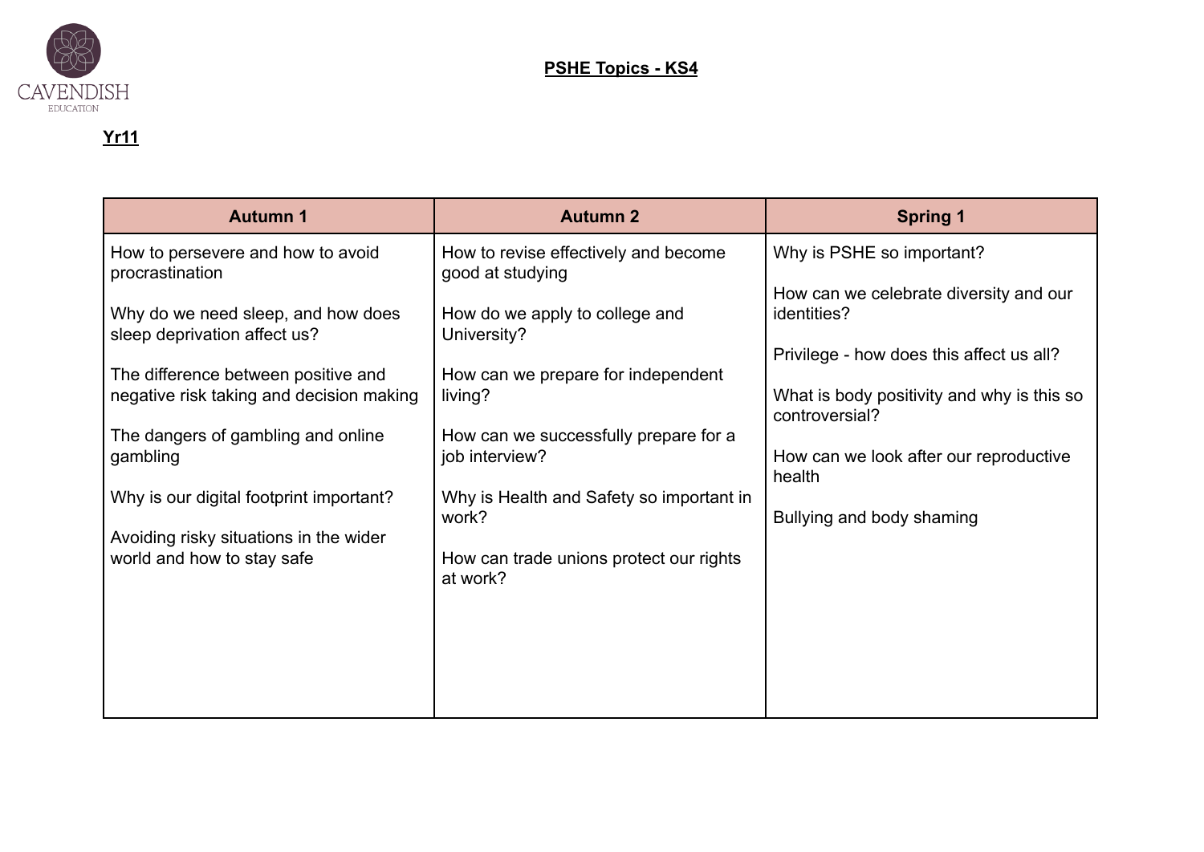CAVENDISH EDUCATION

# PSHE Topics - KS4

## Yr11

| Autumn 1 | Autumn 2 | Spring 1 |
|---|---|---|
| How to persevere and how to avoid procrastination<br><br>Why do we need sleep, and how does sleep deprivation affect us?<br><br>The difference between positive and negative risk taking and decision making<br><br>The dangers of gambling and online gambling<br><br>Why is our digital footprint important?<br><br>Avoiding risky situations in the wider world and how to stay safe | How to revise effectively and become good at studying<br><br>How do we apply to college and University?<br><br>How can we prepare for independent living?<br><br>How can we successfully prepare for a job interview?<br><br>Why is Health and Safety so important in work?<br><br>How can trade unions protect our rights at work? | Why is PSHE so important?<br><br>How can we celebrate diversity and our identities?<br><br>Privilege - how does this affect us all?<br><br>What is body positivity and why is this so controversial?<br><br>How can we look after our reproductive health<br><br>Bullying and body shaming |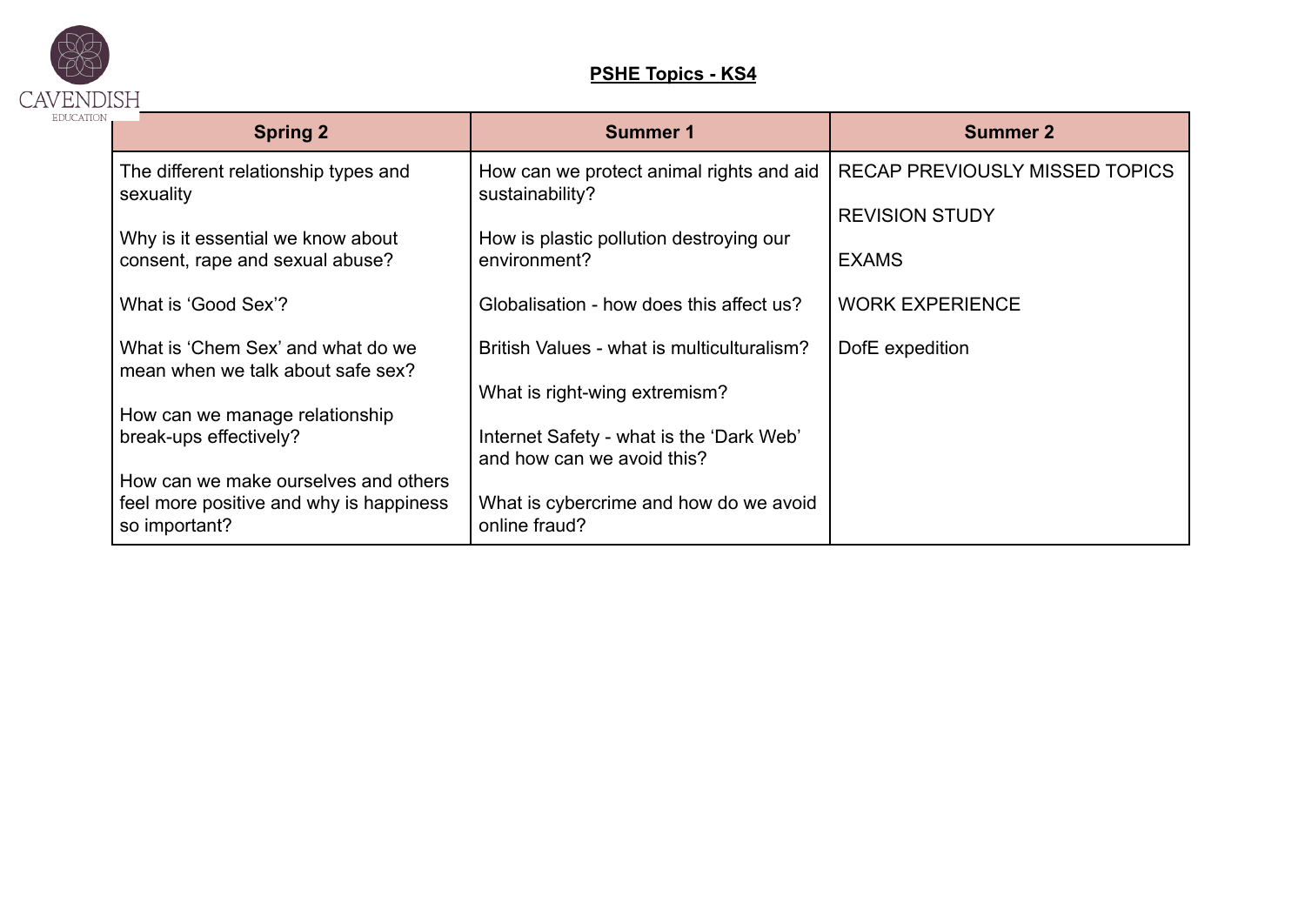CAVENDISH
EDUCATION

**PSHE Topics - KS4**

| Spring 2 | Summer 1 | Summer 2 |
| --- | --- | --- |
| The different relationship types and sexuality<br><br>Why is it essential we know about consent, rape and sexual abuse?<br><br>What is 'Good Sex'?<br><br>What is 'Chem Sex' and what do we mean when we talk about safe sex?<br><br>How can we manage relationship break-ups effectively?<br><br>How can we make ourselves and others feel more positive and why is happiness so important? | How can we protect animal rights and aid sustainability?<br><br>How is plastic pollution destroying our environment?<br><br>Globalisation - how does this affect us?<br><br>British Values - what is multiculturalism?<br><br>What is right-wing extremism?<br><br>Internet Safety - what is the 'Dark Web' and how can we avoid this?<br><br>What is cybercrime and how do we avoid online fraud? | RECAP PREVIOUSLY MISSED TOPICS<br><br>REVISION STUDY<br><br>EXAMS<br><br>WORK EXPERIENCE<br><br>DofE expedition |